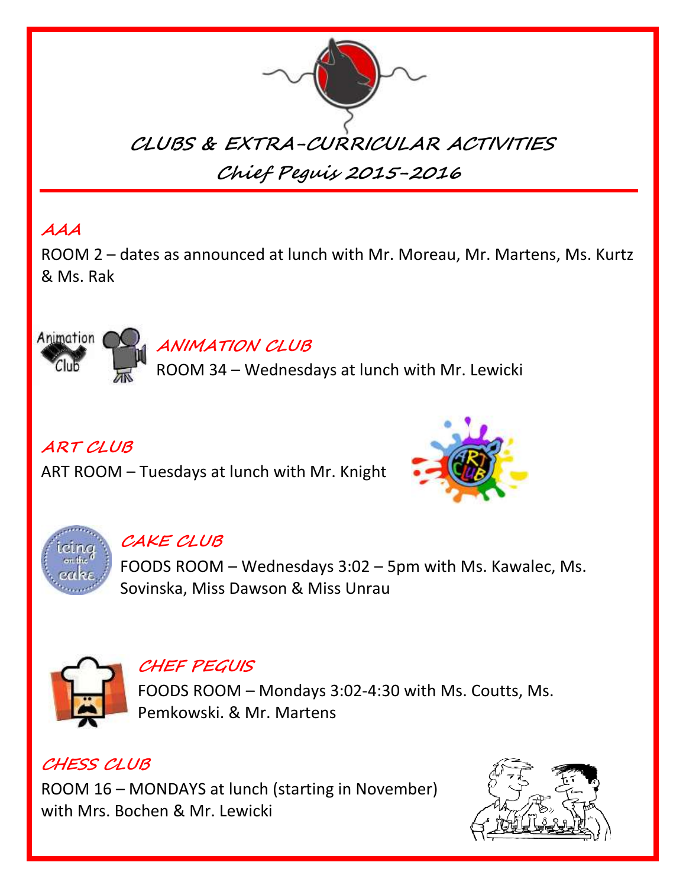# CLUBS & EXTRA-CURRICULAR ACTIVITIES

## Chief Peguis 2015-2016

### AAA

ROOM 2 – dates as announced at lunch with Mr. Moreau, Mr. Martens, Ms. Kurtz & Ms. Rak

### ANIMATION CLUB

ROOM 34 – Wednesdays at lunch with Mr. Lewicki

### ART CLUB

ART ROOM – Tuesdays at lunch with Mr. Knight

### CAKE CLUB

FOODS ROOM – Wednesdays 3:02 – 5pm with Ms. Kawalec, Ms. Sovinska, Miss Dawson & Miss Unrau

### CHEF PEGUIS

FOODS ROOM – Mondays 3:02-4:30 with Ms. Coutts, Ms. Pemkowski. & Mr. Martens

### CHESS CLUB

ROOM 16 – MONDAYS at lunch (starting in November) with Mrs. Bochen & Mr. Lewicki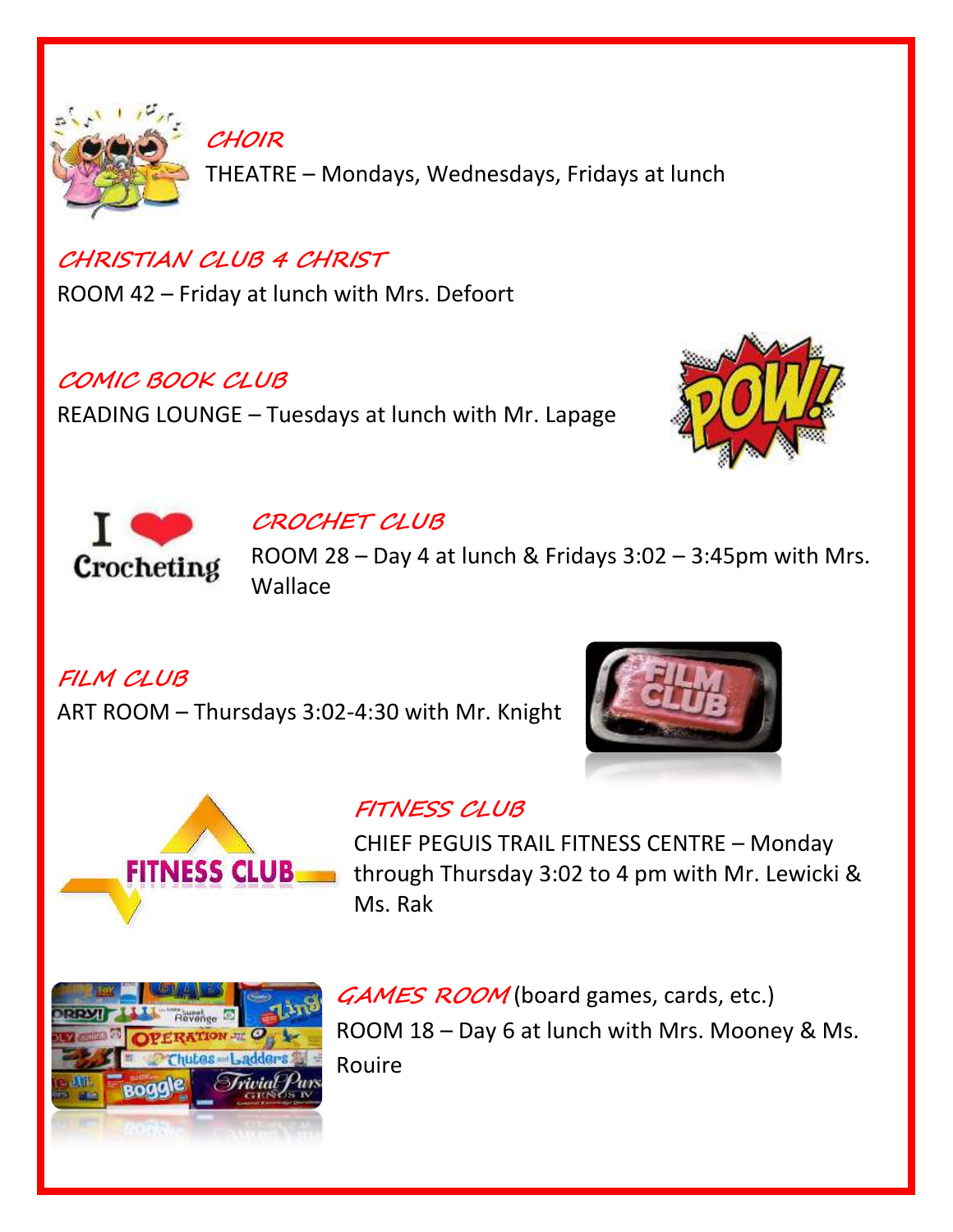## CHOIR

THEATRE – Mondays, Wednesdays, Fridays at lunch

## CHRISTIAN CLUB 4 CHRIST

ROOM 42 – Friday at lunch with Mrs. Defoort

## COMIC BOOK CLUB

READING LOUNGE – Tuesdays at lunch with Mr. Lapage

## CROCHET CLUB

ROOM 28 – Day 4 at lunch & Fridays 3:02 – 3:45pm with Mrs. Wallace

## FILM CLUB

ART ROOM – Thursdays 3:02-4:30 with Mr. Knight

## FITNESS CLUB

CHIEF PEGUIS TRAIL FITNESS CENTRE – Monday through Thursday 3:02 to 4 pm with Mr. Lewicki & Ms. Rak

## GAMES ROOM (board games, cards, etc.)

ROOM 18 – Day 6 at lunch with Mrs. Mooney & Ms. Rouire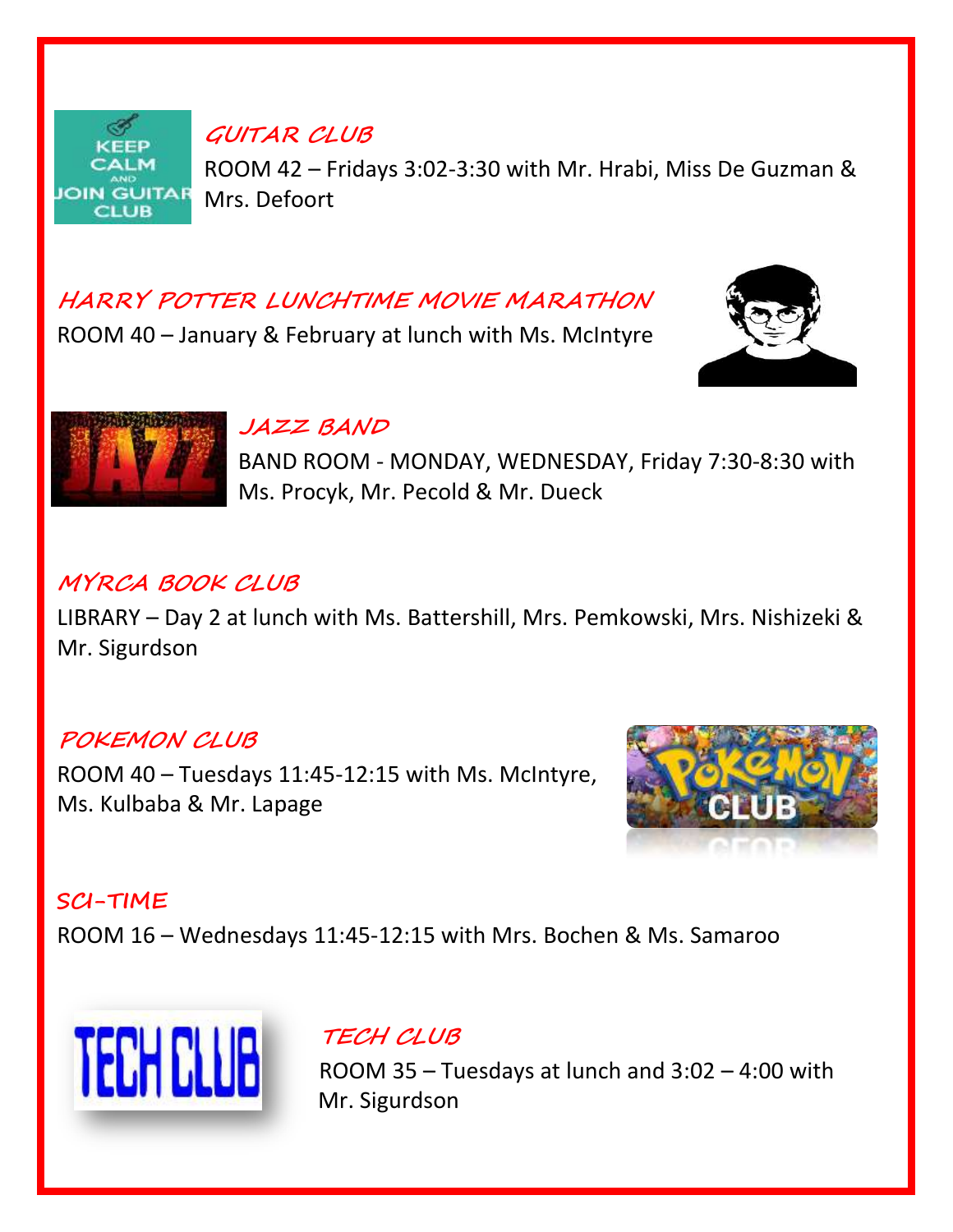## GUITAR CLUB

ROOM 42 – Fridays 3:02-3:30 with Mr. Hrabi, Miss De Guzman & Mrs. Defoort

## HARRY POTTER LUNCHTIME MOVIE MARATHON

ROOM 40 – January & February at lunch with Ms. McIntyre

## JAZZ BAND

BAND ROOM - MONDAY, WEDNESDAY, Friday 7:30-8:30 with Ms. Procyk, Mr. Pecold & Mr. Dueck

## MYRCA BOOK CLUB

LIBRARY – Day 2 at lunch with Ms. Battershill, Mrs. Pemkowski, Mrs. Nishizeki & Mr. Sigurdson

## POKEMON CLUB

ROOM 40 – Tuesdays 11:45-12:15 with Ms. McIntyre, Ms. Kulbaba & Mr. Lapage

## SCI-TIME

ROOM 16 – Wednesdays 11:45-12:15 with Mrs. Bochen & Ms. Samaroo

## TECH CLUB

ROOM 35 – Tuesdays at lunch and 3:02 – 4:00 with Mr. Sigurdson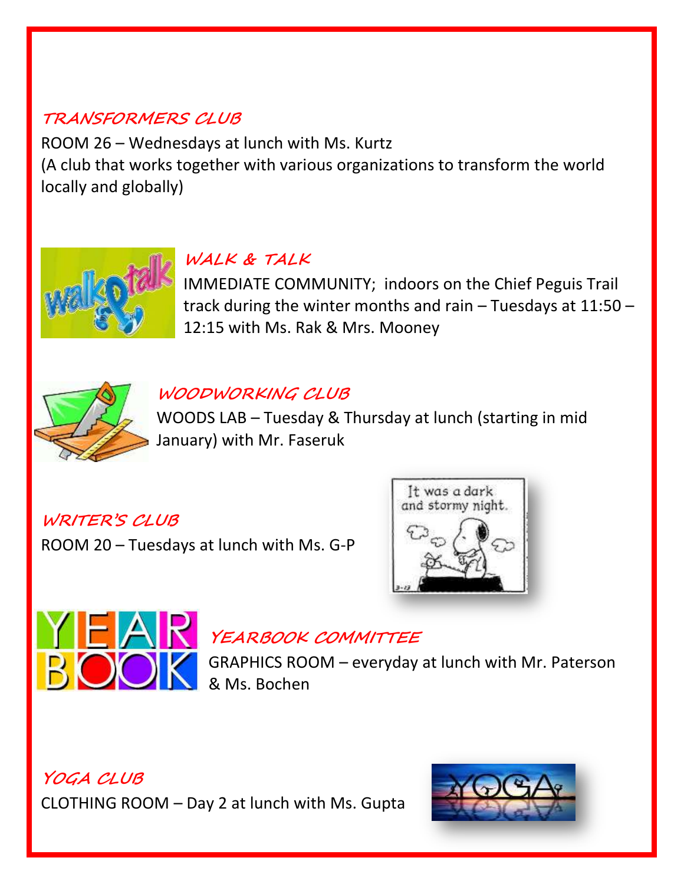## TRANSFORMERS CLUB

ROOM 26 – Wednesdays at lunch with Ms. Kurtz
(A club that works together with various organizations to transform the world locally and globally)

## WALK & TALK

IMMEDIATE COMMUNITY; indoors on the Chief Peguis Trail track during the winter months and rain – Tuesdays at 11:50 – 12:15 with Ms. Rak & Mrs. Mooney

## WOODWORKING CLUB

WOODS LAB – Tuesday & Thursday at lunch (starting in mid January) with Mr. Faseruk

## WRITER'S CLUB

ROOM 20 – Tuesdays at lunch with Ms. G-P

## YEARBOOK COMMITTEE

GRAPHICS ROOM – everyday at lunch with Mr. Paterson & Ms. Bochen

## YOGA CLUB

CLOTHING ROOM – Day 2 at lunch with Ms. Gupta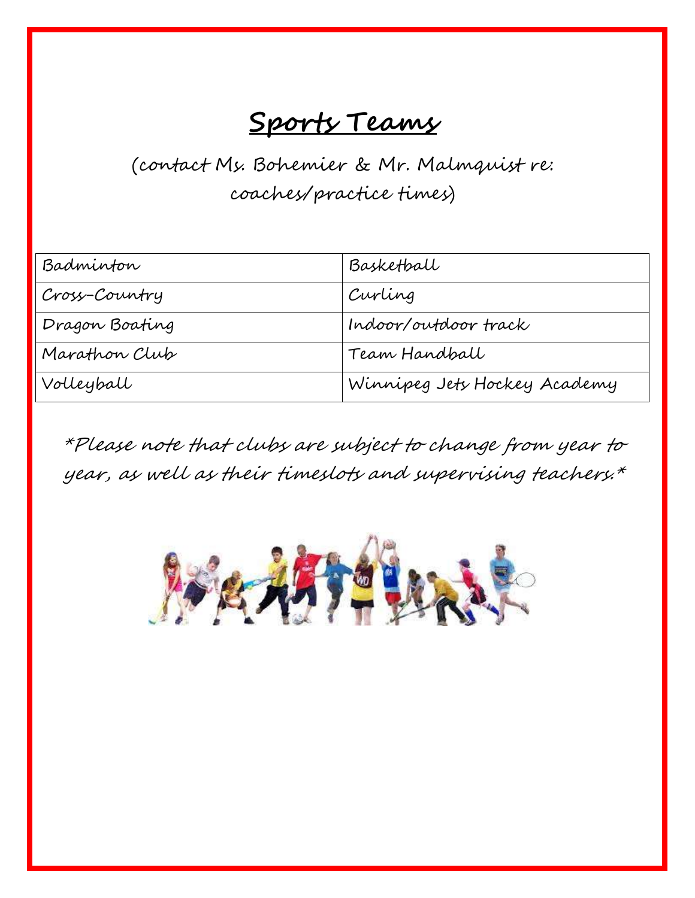# Sports Teams

(contact Ms. Bohemier & Mr. Malmquist re: coaches/practice times)

| | |
|---|---|
| Badminton | Basketball |
| Cross-Country | Curling |
| Dragon Boating | Indoor/outdoor track |
| Marathon Club | Team Handball |
| Volleyball | Winnipeg Jets Hockey Academy |

*Please note that clubs are subject to change from year to year, as well as their timeslots and supervising teachers.*